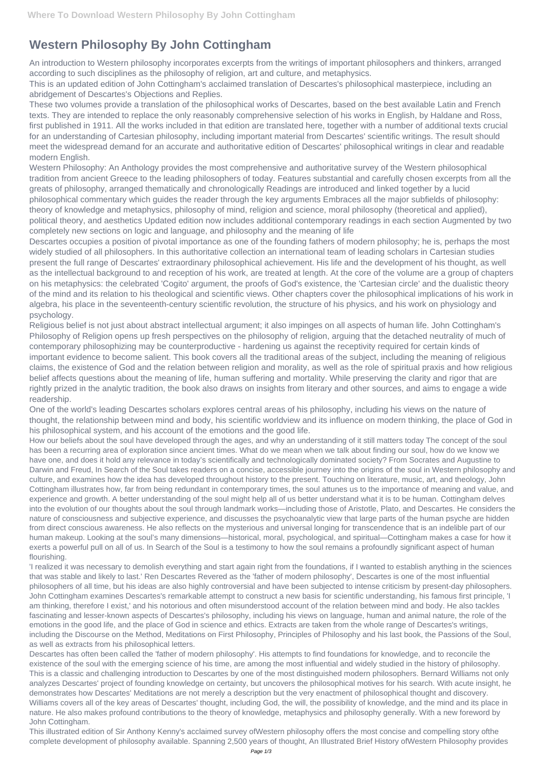# Western Philosophy By John Cottingham

An introduction to Western philosophy incorporates excerpts from the writings of important philosophers and thinkers, arranged according to such disciplines as the philosophy of religion, art and culture, and metaphysics.

This is an updated edition of John Cottingham's acclaimed translation of Descartes's philosophical masterpiece, including an abridgement of Descartes's Objections and Replies.

These two volumes provide a translation of the philosophical works of Descartes, based on the best available Latin and French texts. They are intended to replace the only reasonably comprehensive selection of his works in English, by Haldane and Ross, first published in 1911. All the works included in that edition are translated here, together with a number of additional texts crucial for an understanding of Cartesian philosophy, including important material from Descartes' scientific writings. The result should meet the widespread demand for an accurate and authoritative edition of Descartes' philosophical writings in clear and readable modern English.

Western Philosophy: An Anthology provides the most comprehensive and authoritative survey of the Western philosophical tradition from ancient Greece to the leading philosophers of today. Features substantial and carefully chosen excerpts from all the greats of philosophy, arranged thematically and chronologically Readings are introduced and linked together by a lucid philosophical commentary which guides the reader through the key arguments Embraces all the major subfields of philosophy: theory of knowledge and metaphysics, philosophy of mind, religion and science, moral philosophy (theoretical and applied), political theory, and aesthetics Updated edition now includes additional contemporary readings in each section Augmented by two completely new sections on logic and language, and philosophy and the meaning of life

Descartes occupies a position of pivotal importance as one of the founding fathers of modern philosophy; he is, perhaps the most widely studied of all philosophers. In this authoritative collection an international team of leading scholars in Cartesian studies present the full range of Descartes' extraordinary philosophical achievement. His life and the development of his thought, as well as the intellectual background to and reception of his work, are treated at length. At the core of the volume are a group of chapters on his metaphysics: the celebrated 'Cogito' argument, the proofs of God's existence, the 'Cartesian circle' and the dualistic theory of the mind and its relation to his theological and scientific views. Other chapters cover the philosophical implications of his work in algebra, his place in the seventeenth-century scientific revolution, the structure of his physics, and his work on physiology and psychology.

Religious belief is not just about abstract intellectual argument; it also impinges on all aspects of human life. John Cottingham's Philosophy of Religion opens up fresh perspectives on the philosophy of religion, arguing that the detached neutrality of much of contemporary philosophizing may be counterproductive - hardening us against the receptivity required for certain kinds of important evidence to become salient. This book covers all the traditional areas of the subject, including the meaning of religious claims, the existence of God and the relation between religion and morality, as well as the role of spiritual praxis and how religious belief affects questions about the meaning of life, human suffering and mortality. While preserving the clarity and rigor that are rightly prized in the analytic tradition, the book also draws on insights from literary and other sources, and aims to engage a wide readership.

One of the world's leading Descartes scholars explores central areas of his philosophy, including his views on the nature of thought, the relationship between mind and body, his scientific worldview and its influence on modern thinking, the place of God in his philosophical system, and his account of the emotions and the good life.

How our beliefs about the soul have developed through the ages, and why an understanding of it still matters today The concept of the soul has been a recurring area of exploration since ancient times. What do we mean when we talk about finding our soul, how do we know we have one, and does it hold any relevance in today's scientifically and technologically dominated society? From Socrates and Augustine to Darwin and Freud, In Search of the Soul takes readers on a concise, accessible journey into the origins of the soul in Western philosophy and culture, and examines how the idea has developed throughout history to the present. Touching on literature, music, art, and theology, John Cottingham illustrates how, far from being redundant in contemporary times, the soul attunes us to the importance of meaning and value, and experience and growth. A better understanding of the soul might help all of us better understand what it is to be human. Cottingham delves into the evolution of our thoughts about the soul through landmark works—including those of Aristotle, Plato, and Descartes. He considers the nature of consciousness and subjective experience, and discusses the psychoanalytic view that large parts of the human psyche are hidden from direct conscious awareness. He also reflects on the mysterious and universal longing for transcendence that is an indelible part of our human makeup. Looking at the soul's many dimensions—historical, moral, psychological, and spiritual—Cottingham makes a case for how it exerts a powerful pull on all of us. In Search of the Soul is a testimony to how the soul remains a profoundly significant aspect of human flourishing.

'I realized it was necessary to demolish everything and start again right from the foundations, if I wanted to establish anything in the sciences that was stable and likely to last.' Ren Descartes Revered as the 'father of modern philosophy', Descartes is one of the most influential philosophers of all time, but his ideas are also highly controversial and have been subjected to intense criticism by present-day philosophers. John Cottingham examines Descartes's remarkable attempt to construct a new basis for scientific understanding, his famous first principle, 'I am thinking, therefore I exist,' and his notorious and often misunderstood account of the relation between mind and body. He also tackles fascinating and lesser-known aspects of Descartes's philosophy, including his views on language, human and animal nature, the role of the emotions in the good life, and the place of God in science and ethics. Extracts are taken from the whole range of Descartes's writings, including the Discourse on the Method, Meditations on First Philosophy, Principles of Philosophy and his last book, the Passions of the Soul, as well as extracts from his philosophical letters.

Descartes has often been called the 'father of modern philosophy'. His attempts to find foundations for knowledge, and to reconcile the existence of the soul with the emerging science of his time, are among the most influential and widely studied in the history of philosophy. This is a classic and challenging introduction to Descartes by one of the most distinguished modern philosophers. Bernard Williams not only analyzes Descartes' project of founding knowledge on certainty, but uncovers the philosophical motives for his search. With acute insight, he demonstrates how Descartes' Meditations are not merely a description but the very enactment of philosophical thought and discovery. Williams covers all of the key areas of Descartes' thought, including God, the will, the possibility of knowledge, and the mind and its place in nature. He also makes profound contributions to the theory of knowledge, metaphysics and philosophy generally. With a new foreword by John Cottingham.

This illustrated edition of Sir Anthony Kenny's acclaimed survey ofWestern philosophy offers the most concise and compelling story ofthe complete development of philosophy available. Spanning 2,500 years of thought, An Illustrated Brief History ofWestern Philosophy provides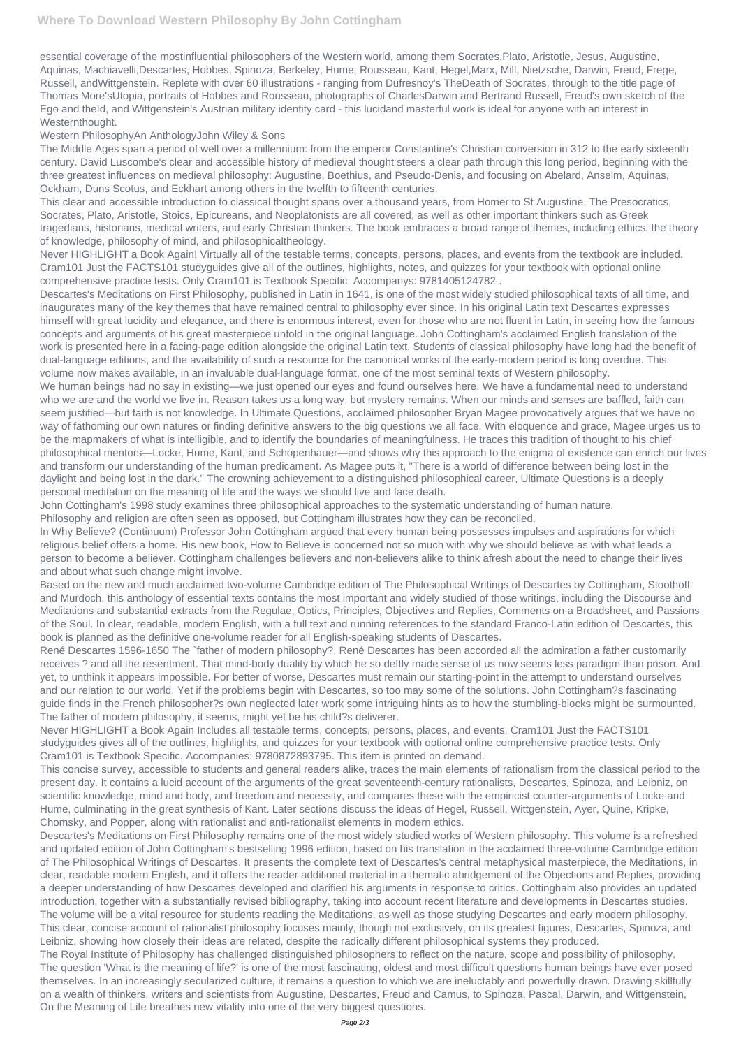essential coverage of the mostinfluential philosophers of the Western world, among them Socrates,Plato, Aristotle, Jesus, Augustine, Aquinas, Machiavelli,Descartes, Hobbes, Spinoza, Berkeley, Hume, Rousseau, Kant, Hegel,Marx, Mill, Nietzsche, Darwin, Freud, Frege, Russell, andWittgenstein. Replete with over 60 illustrations - ranging from Dufresnoy's TheDeath of Socrates, through to the title page of Thomas More'sUtopia, portraits of Hobbes and Rousseau, photographs of CharlesDarwin and Bertrand Russell, Freud's own sketch of the Ego and theId, and Wittgenstein's Austrian military identity card - this lucidand masterful work is ideal for anyone with an interest in Westernthought.

Western PhilosophyAn AnthologyJohn Wiley & Sons

The Middle Ages span a period of well over a millennium: from the emperor Constantine's Christian conversion in 312 to the early sixteenth century. David Luscombe's clear and accessible history of medieval thought steers a clear path through this long period, beginning with the three greatest influences on medieval philosophy: Augustine, Boethius, and Pseudo-Denis, and focusing on Abelard, Anselm, Aquinas, Ockham, Duns Scotus, and Eckhart among others in the twelfth to fifteenth centuries.

This clear and accessible introduction to classical thought spans over a thousand years, from Homer to St Augustine. The Presocratics, Socrates, Plato, Aristotle, Stoics, Epicureans, and Neoplatonists are all covered, as well as other important thinkers such as Greek tragedians, historians, medical writers, and early Christian thinkers. The book embraces a broad range of themes, including ethics, the theory of knowledge, philosophy of mind, and philosophicaltheology.

Never HIGHLIGHT a Book Again! Virtually all of the testable terms, concepts, persons, places, and events from the textbook are included. Cram101 Just the FACTS101 studyguides give all of the outlines, highlights, notes, and quizzes for your textbook with optional online comprehensive practice tests. Only Cram101 is Textbook Specific. Accompanys: 9781405124782 .

Descartes's Meditations on First Philosophy, published in Latin in 1641, is one of the most widely studied philosophical texts of all time, and inaugurates many of the key themes that have remained central to philosophy ever since. In his original Latin text Descartes expresses himself with great lucidity and elegance, and there is enormous interest, even for those who are not fluent in Latin, in seeing how the famous concepts and arguments of his great masterpiece unfold in the original language. John Cottingham's acclaimed English translation of the work is presented here in a facing-page edition alongside the original Latin text. Students of classical philosophy have long had the benefit of dual-language editions, and the availability of such a resource for the canonical works of the early-modern period is long overdue. This volume now makes available, in an invaluable dual-language format, one of the most seminal texts of Western philosophy.

We human beings had no say in existing—we just opened our eyes and found ourselves here. We have a fundamental need to understand who we are and the world we live in. Reason takes us a long way, but mystery remains. When our minds and senses are baffled, faith can seem justified—but faith is not knowledge. In Ultimate Questions, acclaimed philosopher Bryan Magee provocatively argues that we have no way of fathoming our own natures or finding definitive answers to the big questions we all face. With eloquence and grace, Magee urges us to be the mapmakers of what is intelligible, and to identify the boundaries of meaningfulness. He traces this tradition of thought to his chief philosophical mentors—Locke, Hume, Kant, and Schopenhauer—and shows why this approach to the enigma of existence can enrich our lives and transform our understanding of the human predicament. As Magee puts it, "There is a world of difference between being lost in the daylight and being lost in the dark." The crowning achievement to a distinguished philosophical career, Ultimate Questions is a deeply personal meditation on the meaning of life and the ways we should live and face death.

John Cottingham's 1998 study examines three philosophical approaches to the systematic understanding of human nature.

Philosophy and religion are often seen as opposed, but Cottingham illustrates how they can be reconciled.

In Why Believe? (Continuum) Professor John Cottingham argued that every human being possesses impulses and aspirations for which religious belief offers a home. His new book, How to Believe is concerned not so much with why we should believe as with what leads a person to become a believer. Cottingham challenges believers and non-believers alike to think afresh about the need to change their lives and about what such change might involve.

Based on the new and much acclaimed two-volume Cambridge edition of The Philosophical Writings of Descartes by Cottingham, Stoothoff and Murdoch, this anthology of essential texts contains the most important and widely studied of those writings, including the Discourse and Meditations and substantial extracts from the Regulae, Optics, Principles, Objectives and Replies, Comments on a Broadsheet, and Passions of the Soul. In clear, readable, modern English, with a full text and running references to the standard Franco-Latin edition of Descartes, this book is planned as the definitive one-volume reader for all English-speaking students of Descartes.

René Descartes 1596-1650 The `father of modern philosophy?, René Descartes has been accorded all the admiration a father customarily receives ? and all the resentment. That mind-body duality by which he so deftly made sense of us now seems less paradigm than prison. And yet, to unthink it appears impossible. For better of worse, Descartes must remain our starting-point in the attempt to understand ourselves and our relation to our world. Yet if the problems begin with Descartes, so too may some of the solutions. John Cottingham?s fascinating guide finds in the French philosopher?s own neglected later work some intriguing hints as to how the stumbling-blocks might be surmounted. The father of modern philosophy, it seems, might yet be his child?s deliverer.

Never HIGHLIGHT a Book Again Includes all testable terms, concepts, persons, places, and events. Cram101 Just the FACTS101 studyguides gives all of the outlines, highlights, and quizzes for your textbook with optional online comprehensive practice tests. Only Cram101 is Textbook Specific. Accompanies: 9780872893795. This item is printed on demand.

This concise survey, accessible to students and general readers alike, traces the main elements of rationalism from the classical period to the present day. It contains a lucid account of the arguments of the great seventeenth-century rationalists, Descartes, Spinoza, and Leibniz, on scientific knowledge, mind and body, and freedom and necessity, and compares these with the empiricist counter-arguments of Locke and Hume, culminating in the great synthesis of Kant. Later sections discuss the ideas of Hegel, Russell, Wittgenstein, Ayer, Quine, Kripke, Chomsky, and Popper, along with rationalist and anti-rationalist elements in modern ethics.

Descartes's Meditations on First Philosophy remains one of the most widely studied works of Western philosophy. This volume is a refreshed and updated edition of John Cottingham's bestselling 1996 edition, based on his translation in the acclaimed three-volume Cambridge edition of The Philosophical Writings of Descartes. It presents the complete text of Descartes's central metaphysical masterpiece, the Meditations, in clear, readable modern English, and it offers the reader additional material in a thematic abridgement of the Objections and Replies, providing a deeper understanding of how Descartes developed and clarified his arguments in response to critics. Cottingham also provides an updated introduction, together with a substantially revised bibliography, taking into account recent literature and developments in Descartes studies. The volume will be a vital resource for students reading the Meditations, as well as those studying Descartes and early modern philosophy.

This clear, concise account of rationalist philosophy focuses mainly, though not exclusively, on its greatest figures, Descartes, Spinoza, and Leibniz, showing how closely their ideas are related, despite the radically different philosophical systems they produced.

The Royal Institute of Philosophy has challenged distinguished philosophers to reflect on the nature, scope and possibility of philosophy.

The question 'What is the meaning of life?' is one of the most fascinating, oldest and most difficult questions human beings have ever posed themselves. In an increasingly secularized culture, it remains a question to which we are ineluctably and powerfully drawn. Drawing skillfully on a wealth of thinkers, writers and scientists from Augustine, Descartes, Freud and Camus, to Spinoza, Pascal, Darwin, and Wittgenstein, On the Meaning of Life breathes new vitality into one of the very biggest questions.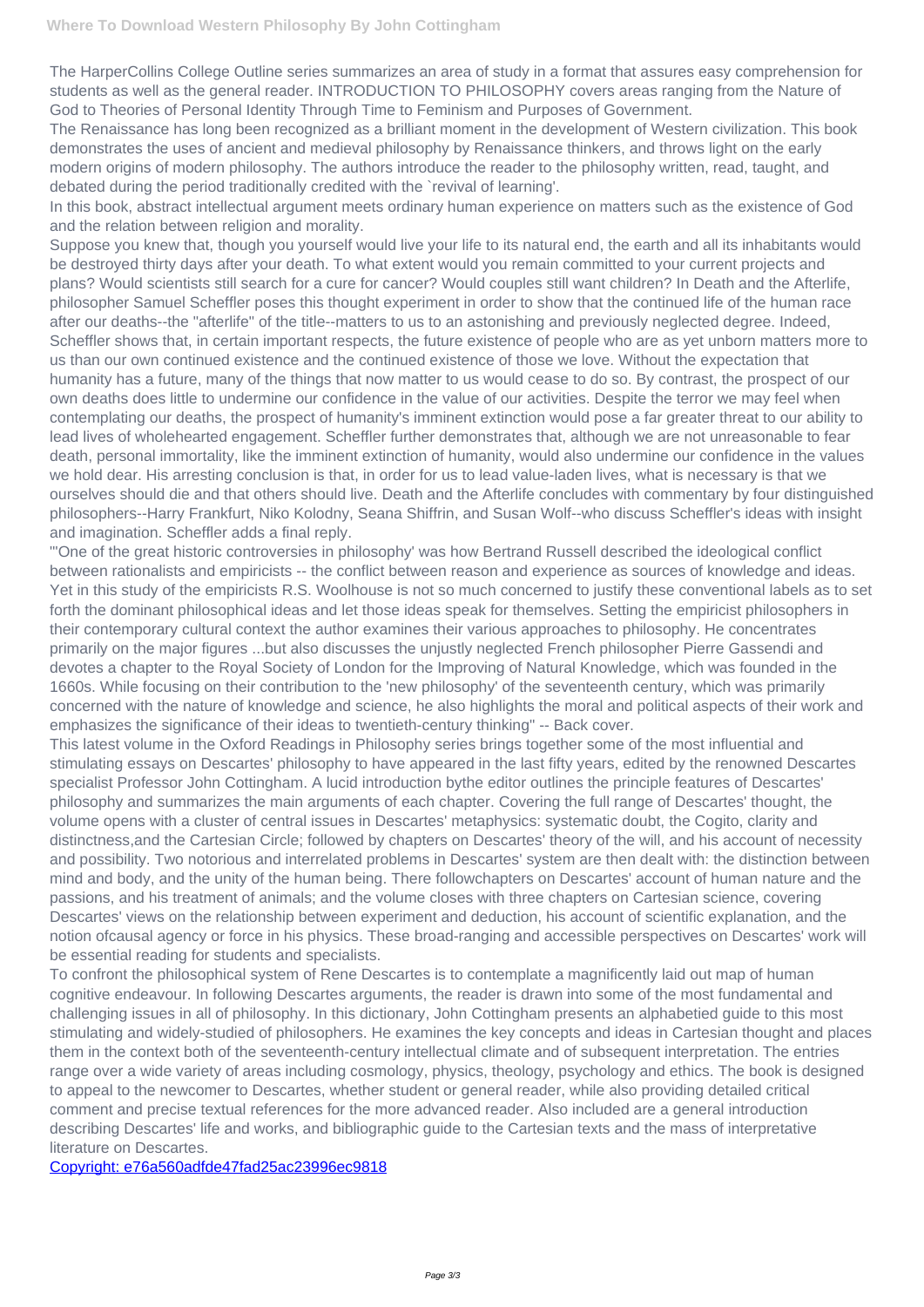The HarperCollins College Outline series summarizes an area of study in a format that assures easy comprehension for students as well as the general reader. INTRODUCTION TO PHILOSOPHY covers areas ranging from the Nature of God to Theories of Personal Identity Through Time to Feminism and Purposes of Government.

The Renaissance has long been recognized as a brilliant moment in the development of Western civilization. This book demonstrates the uses of ancient and medieval philosophy by Renaissance thinkers, and throws light on the early modern origins of modern philosophy. The authors introduce the reader to the philosophy written, read, taught, and debated during the period traditionally credited with the `revival of learning'.

In this book, abstract intellectual argument meets ordinary human experience on matters such as the existence of God and the relation between religion and morality.

Suppose you knew that, though you yourself would live your life to its natural end, the earth and all its inhabitants would be destroyed thirty days after your death. To what extent would you remain committed to your current projects and plans? Would scientists still search for a cure for cancer? Would couples still want children? In Death and the Afterlife, philosopher Samuel Scheffler poses this thought experiment in order to show that the continued life of the human race after our deaths--the "afterlife" of the title--matters to us to an astonishing and previously neglected degree. Indeed, Scheffler shows that, in certain important respects, the future existence of people who are as yet unborn matters more to us than our own continued existence and the continued existence of those we love. Without the expectation that humanity has a future, many of the things that now matter to us would cease to do so. By contrast, the prospect of our own deaths does little to undermine our confidence in the value of our activities. Despite the terror we may feel when contemplating our deaths, the prospect of humanity's imminent extinction would pose a far greater threat to our ability to lead lives of wholehearted engagement. Scheffler further demonstrates that, although we are not unreasonable to fear death, personal immortality, like the imminent extinction of humanity, would also undermine our confidence in the values we hold dear. His arresting conclusion is that, in order for us to lead value-laden lives, what is necessary is that we ourselves should die and that others should live. Death and the Afterlife concludes with commentary by four distinguished philosophers--Harry Frankfurt, Niko Kolodny, Seana Shiffrin, and Susan Wolf--who discuss Scheffler's ideas with insight and imagination. Scheffler adds a final reply.

"'One of the great historic controversies in philosophy' was how Bertrand Russell described the ideological conflict between rationalists and empiricists -- the conflict between reason and experience as sources of knowledge and ideas. Yet in this study of the empiricists R.S. Woolhouse is not so much concerned to justify these conventional labels as to set forth the dominant philosophical ideas and let those ideas speak for themselves. Setting the empiricist philosophers in their contemporary cultural context the author examines their various approaches to philosophy. He concentrates primarily on the major figures ...but also discusses the unjustly neglected French philosopher Pierre Gassendi and devotes a chapter to the Royal Society of London for the Improving of Natural Knowledge, which was founded in the 1660s. While focusing on their contribution to the 'new philosophy' of the seventeenth century, which was primarily concerned with the nature of knowledge and science, he also highlights the moral and political aspects of their work and emphasizes the significance of their ideas to twentieth-century thinking" -- Back cover.

This latest volume in the Oxford Readings in Philosophy series brings together some of the most influential and stimulating essays on Descartes' philosophy to have appeared in the last fifty years, edited by the renowned Descartes specialist Professor John Cottingham. A lucid introduction bythe editor outlines the principle features of Descartes' philosophy and summarizes the main arguments of each chapter. Covering the full range of Descartes' thought, the volume opens with a cluster of central issues in Descartes' metaphysics: systematic doubt, the Cogito, clarity and distinctness,and the Cartesian Circle; followed by chapters on Descartes' theory of the will, and his account of necessity and possibility. Two notorious and interrelated problems in Descartes' system are then dealt with: the distinction between mind and body, and the unity of the human being. There followchapters on Descartes' account of human nature and the passions, and his treatment of animals; and the volume closes with three chapters on Cartesian science, covering Descartes' views on the relationship between experiment and deduction, his account of scientific explanation, and the notion ofcausal agency or force in his physics. These broad-ranging and accessible perspectives on Descartes' work will be essential reading for students and specialists.

To confront the philosophical system of Rene Descartes is to contemplate a magnificently laid out map of human cognitive endeavour. In following Descartes arguments, the reader is drawn into some of the most fundamental and challenging issues in all of philosophy. In this dictionary, John Cottingham presents an alphabetied guide to this most stimulating and widely-studied of philosophers. He examines the key concepts and ideas in Cartesian thought and places them in the context both of the seventeenth-century intellectual climate and of subsequent interpretation. The entries range over a wide variety of areas including cosmology, physics, theology, psychology and ethics. The book is designed to appeal to the newcomer to Descartes, whether student or general reader, while also providing detailed critical comment and precise textual references for the more advanced reader. Also included are a general introduction describing Descartes' life and works, and bibliographic guide to the Cartesian texts and the mass of interpretative literature on Descartes.

Copyright: e76a560adfde47fad25ac23996ec9818